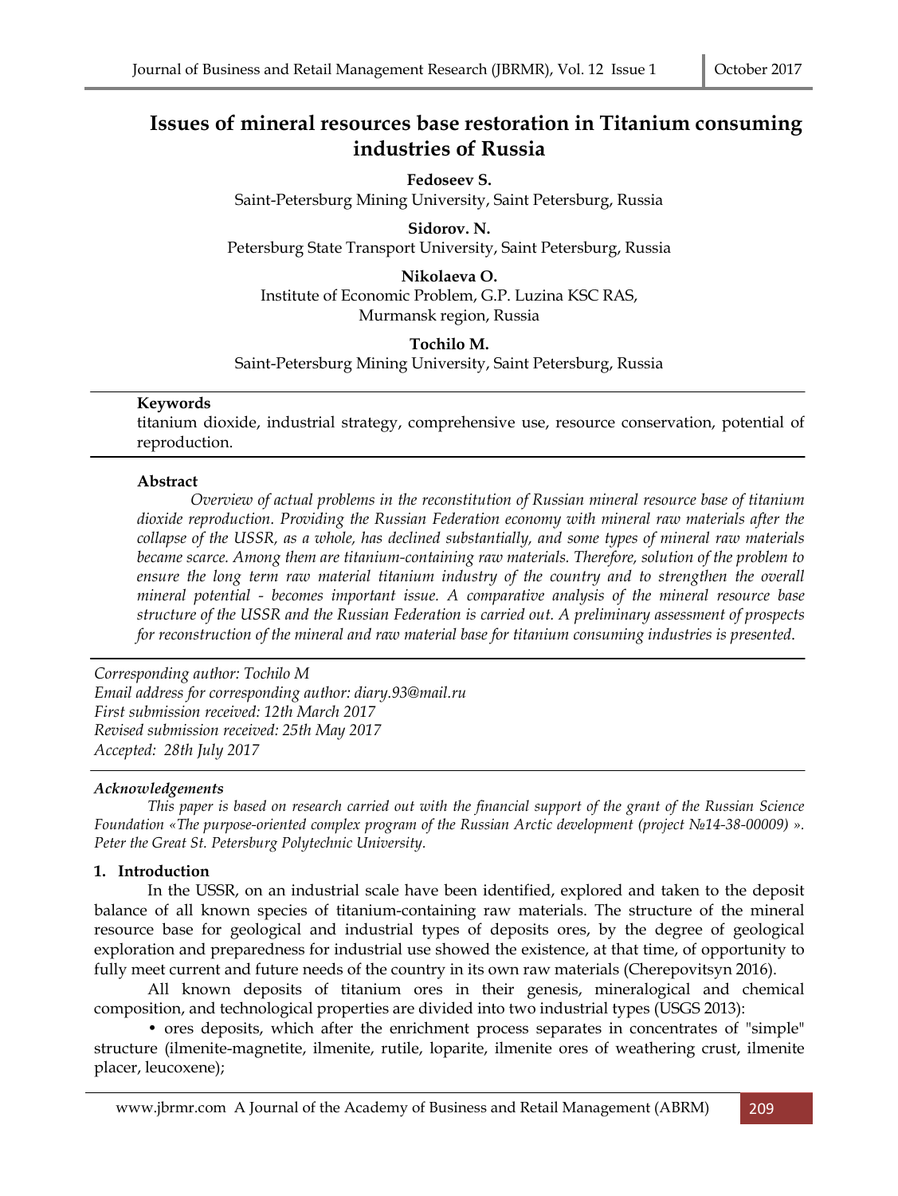# Issues of mineral resources base restoration in Titanium consuming industries of Russia

**Fedoseev S.**
Saint-Petersburg Mining University, Saint Petersburg, Russia

**Sidorov. N.**
Petersburg State Transport University, Saint Petersburg, Russia

**Nikolaeva O.**
Institute of Economic Problem, G.P. Luzina KSC RAS,
Murmansk region, Russia

**Tochilo M.**
Saint-Petersburg Mining University, Saint Petersburg, Russia

**Keywords**

titanium dioxide, industrial strategy, comprehensive use, resource conservation, potential of reproduction.

**Abstract**

*Overview of actual problems in the reconstitution of Russian mineral resource base of titanium dioxide reproduction. Providing the Russian Federation economy with mineral raw materials after the collapse of the USSR, as a whole, has declined substantially, and some types of mineral raw materials became scarce. Among them are titanium-containing raw materials. Therefore, solution of the problem to ensure the long term raw material titanium industry of the country and to strengthen the overall mineral potential - becomes important issue. A comparative analysis of the mineral resource base structure of the USSR and the Russian Federation is carried out. A preliminary assessment of prospects for reconstruction of the mineral and raw material base for titanium consuming industries is presented.*

*Corresponding author: Tochilo M*
*Email address for corresponding author: diary.93@mail.ru*
*First submission received: 12th March 2017*
*Revised submission received: 25th May 2017*
*Accepted: 28th July 2017*

***Acknowledgements***

*This paper is based on research carried out with the financial support of the grant of the Russian Science Foundation «The purpose-oriented complex program of the Russian Arctic development (project №14-38-00009) ». Peter the Great St. Petersburg Polytechnic University.*

## 1. Introduction

In the USSR, on an industrial scale have been identified, explored and taken to the deposit balance of all known species of titanium-containing raw materials. The structure of the mineral resource base for geological and industrial types of deposits ores, by the degree of geological exploration and preparedness for industrial use showed the existence, at that time, of opportunity to fully meet current and future needs of the country in its own raw materials (Cherepovitsyn 2016).

All known deposits of titanium ores in their genesis, mineralogical and chemical composition, and technological properties are divided into two industrial types (USGS 2013):

- ores deposits, which after the enrichment process separates in concentrates of "simple" structure (ilmenite-magnetite, ilmenite, rutile, loparite, ilmenite ores of weathering crust, ilmenite placer, leucoxene);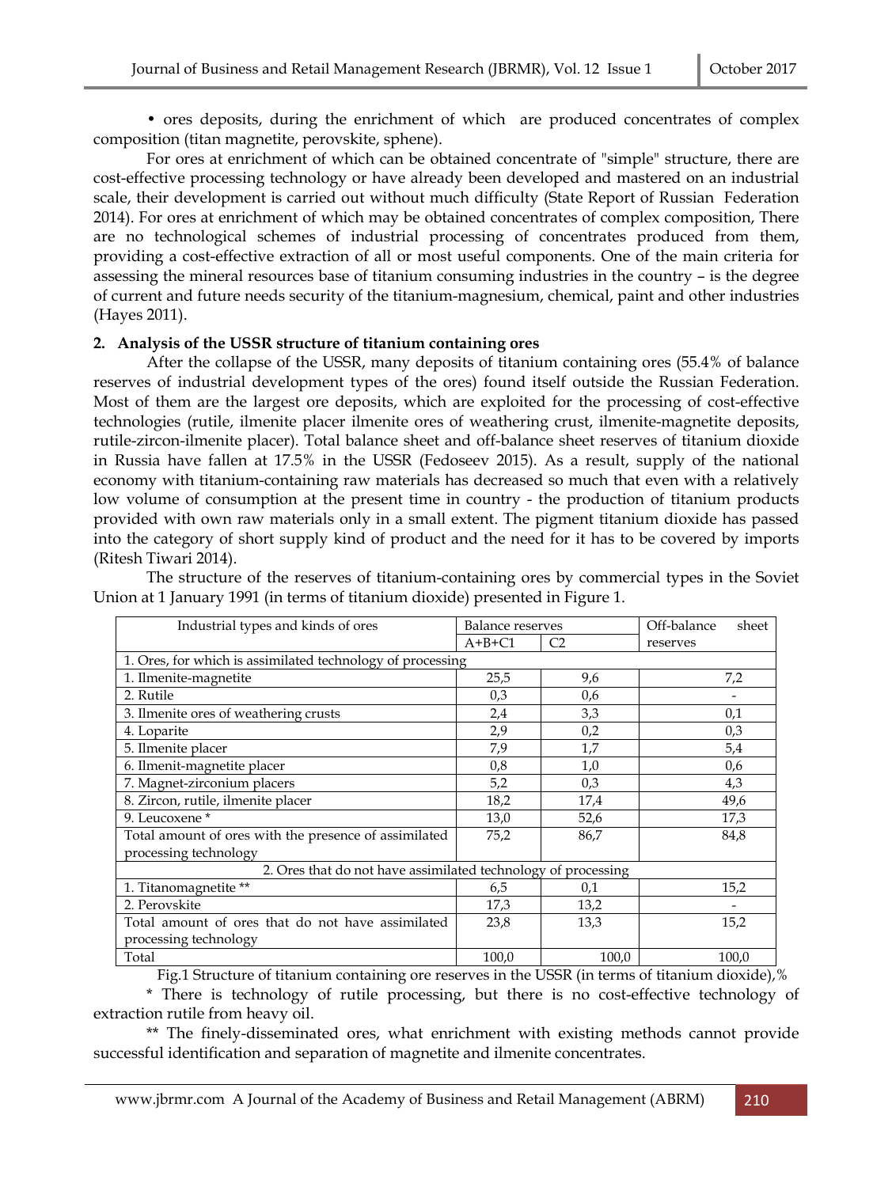• ores deposits, during the enrichment of which are produced concentrates of complex composition (titan magnetite, perovskite, sphene).

For ores at enrichment of which can be obtained concentrate of "simple" structure, there are cost-effective processing technology or have already been developed and mastered on an industrial scale, their development is carried out without much difficulty (State Report of Russian Federation 2014). For ores at enrichment of which may be obtained concentrates of complex composition, There are no technological schemes of industrial processing of concentrates produced from them, providing a cost-effective extraction of all or most useful components. One of the main criteria for assessing the mineral resources base of titanium consuming industries in the country – is the degree of current and future needs security of the titanium-magnesium, chemical, paint and other industries (Hayes 2011).

## 2. Analysis of the USSR structure of titanium containing ores

After the collapse of the USSR, many deposits of titanium containing ores (55.4% of balance reserves of industrial development types of the ores) found itself outside the Russian Federation. Most of them are the largest ore deposits, which are exploited for the processing of cost-effective technologies (rutile, ilmenite placer ilmenite ores of weathering crust, ilmenite-magnetite deposits, rutile-zircon-ilmenite placer). Total balance sheet and off-balance sheet reserves of titanium dioxide in Russia have fallen at 17.5% in the USSR (Fedoseev 2015). As a result, supply of the national economy with titanium-containing raw materials has decreased so much that even with a relatively low volume of consumption at the present time in country - the production of titanium products provided with own raw materials only in a small extent. The pigment titanium dioxide has passed into the category of short supply kind of product and the need for it has to be covered by imports (Ritesh Tiwari 2014).

The structure of the reserves of titanium-containing ores by commercial types in the Soviet Union at 1 January 1991 (in terms of titanium dioxide) presented in Figure 1.

| Industrial types and kinds of ores | Balance reserves | | Off-balance sheet reserves |
|---|---|---|---|
| | A+B+C1 | C2 | |
| 1. Ores, for which is assimilated technology of processing | | | |
| 1. Ilmenite-magnetite | 25,5 | 9,6 | 7,2 |
| 2. Rutile | 0,3 | 0,6 | - |
| 3. Ilmenite ores of weathering crusts | 2,4 | 3,3 | 0,1 |
| 4. Loparite | 2,9 | 0,2 | 0,3 |
| 5. Ilmenite placer | 7,9 | 1,7 | 5,4 |
| 6. Ilmenit-magnetite placer | 0,8 | 1,0 | 0,6 |
| 7. Magnet-zirconium placers | 5,2 | 0,3 | 4,3 |
| 8. Zircon, rutile, ilmenite placer | 18,2 | 17,4 | 49,6 |
| 9. Leucoxene * | 13,0 | 52,6 | 17,3 |
| Total amount of ores with the presence of assimilated processing technology | 75,2 | 86,7 | 84,8 |
| 2. Ores that do not have assimilated technology of processing | | | |
| 1. Titanomagnetite ** | 6,5 | 0,1 | 15,2 |
| 2. Perovskite | 17,3 | 13,2 | - |
| Total amount of ores that do not have assimilated processing technology | 23,8 | 13,3 | 15,2 |
| Total | 100,0 | 100,0 | 100,0 |

Fig.1 Structure of titanium containing ore reserves in the USSR (in terms of titanium dioxide),%

* There is technology of rutile processing, but there is no cost-effective technology of extraction rutile from heavy oil.

** The finely-disseminated ores, what enrichment with existing methods cannot provide successful identification and separation of magnetite and ilmenite concentrates.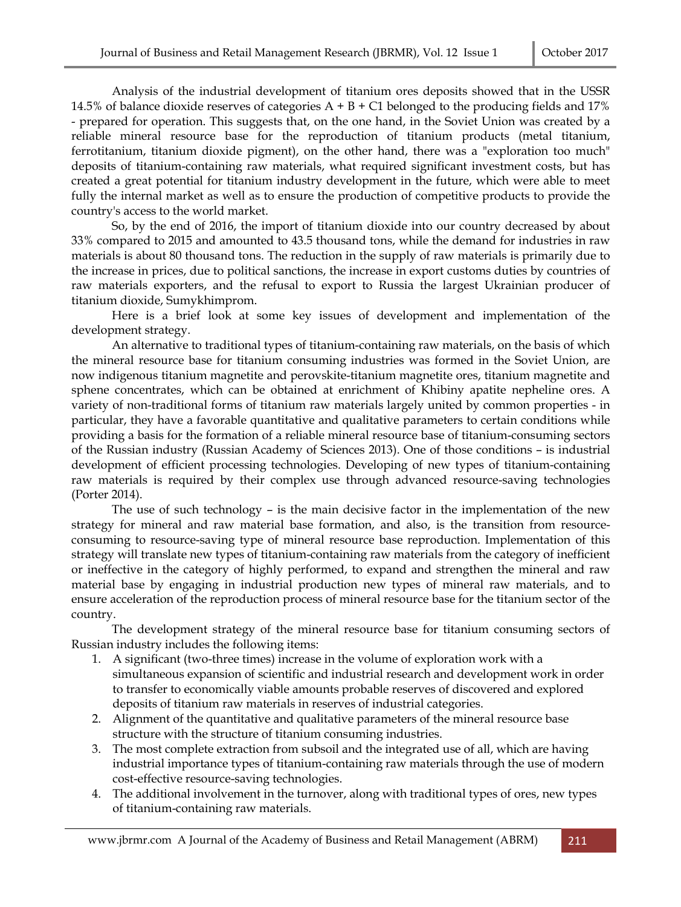Analysis of the industrial development of titanium ores deposits showed that in the USSR 14.5% of balance dioxide reserves of categories A + B + C1 belonged to the producing fields and 17% - prepared for operation. This suggests that, on the one hand, in the Soviet Union was created by a reliable mineral resource base for the reproduction of titanium products (metal titanium, ferrotitanium, titanium dioxide pigment), on the other hand, there was a "exploration too much" deposits of titanium-containing raw materials, what required significant investment costs, but has created a great potential for titanium industry development in the future, which were able to meet fully the internal market as well as to ensure the production of competitive products to provide the country's access to the world market.

So, by the end of 2016, the import of titanium dioxide into our country decreased by about 33% compared to 2015 and amounted to 43.5 thousand tons, while the demand for industries in raw materials is about 80 thousand tons. The reduction in the supply of raw materials is primarily due to the increase in prices, due to political sanctions, the increase in export customs duties by countries of raw materials exporters, and the refusal to export to Russia the largest Ukrainian producer of titanium dioxide, Sumykhimprom.

Here is a brief look at some key issues of development and implementation of the development strategy.

An alternative to traditional types of titanium-containing raw materials, on the basis of which the mineral resource base for titanium consuming industries was formed in the Soviet Union, are now indigenous titanium magnetite and perovskite-titanium magnetite ores, titanium magnetite and sphene concentrates, which can be obtained at enrichment of Khibiny apatite nepheline ores. A variety of non-traditional forms of titanium raw materials largely united by common properties - in particular, they have a favorable quantitative and qualitative parameters to certain conditions while providing a basis for the formation of a reliable mineral resource base of titanium-consuming sectors of the Russian industry (Russian Academy of Sciences 2013). One of those conditions – is industrial development of efficient processing technologies. Developing of new types of titanium-containing raw materials is required by their complex use through advanced resource-saving technologies (Porter 2014).

The use of such technology – is the main decisive factor in the implementation of the new strategy for mineral and raw material base formation, and also, is the transition from resource-consuming to resource-saving type of mineral resource base reproduction. Implementation of this strategy will translate new types of titanium-containing raw materials from the category of inefficient or ineffective in the category of highly performed, to expand and strengthen the mineral and raw material base by engaging in industrial production new types of mineral raw materials, and to ensure acceleration of the reproduction process of mineral resource base for the titanium sector of the country.

The development strategy of the mineral resource base for titanium consuming sectors of Russian industry includes the following items:

1. A significant (two-three times) increase in the volume of exploration work with a simultaneous expansion of scientific and industrial research and development work in order to transfer to economically viable amounts probable reserves of discovered and explored deposits of titanium raw materials in reserves of industrial categories.
2. Alignment of the quantitative and qualitative parameters of the mineral resource base structure with the structure of titanium consuming industries.
3. The most complete extraction from subsoil and the integrated use of all, which are having industrial importance types of titanium-containing raw materials through the use of modern cost-effective resource-saving technologies.
4. The additional involvement in the turnover, along with traditional types of ores, new types of titanium-containing raw materials.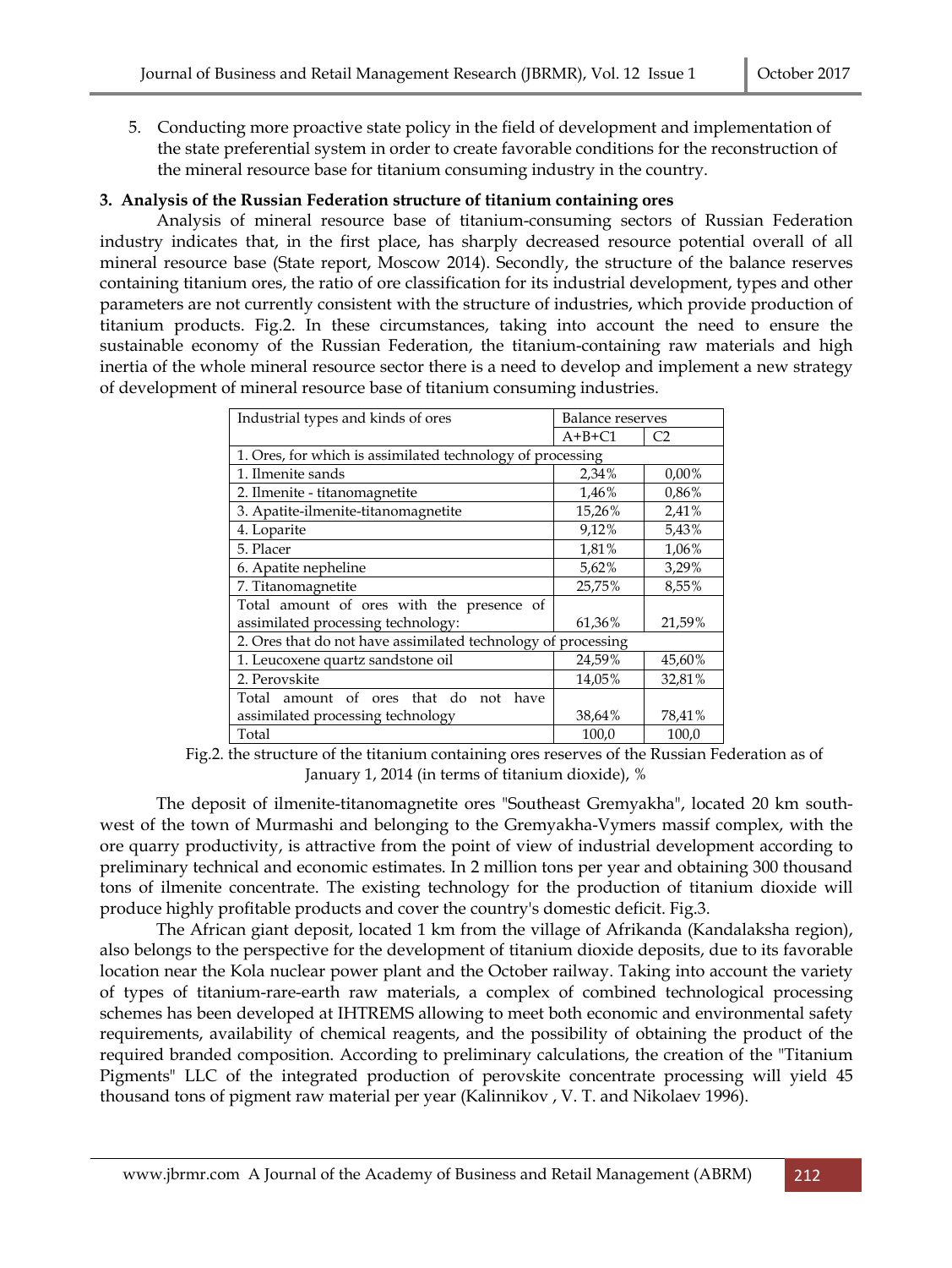5. Conducting more proactive state policy in the field of development and implementation of the state preferential system in order to create favorable conditions for the reconstruction of the mineral resource base for titanium consuming industry in the country.

### 3. Analysis of the Russian Federation structure of titanium containing ores

Analysis of mineral resource base of titanium-consuming sectors of Russian Federation industry indicates that, in the first place, has sharply decreased resource potential overall of all mineral resource base (State report, Moscow 2014). Secondly, the structure of the balance reserves containing titanium ores, the ratio of ore classification for its industrial development, types and other parameters are not currently consistent with the structure of industries, which provide production of titanium products. Fig.2. In these circumstances, taking into account the need to ensure the sustainable economy of the Russian Federation, the titanium-containing raw materials and high inertia of the whole mineral resource sector there is a need to develop and implement a new strategy of development of mineral resource base of titanium consuming industries.

| Industrial types and kinds of ores | Balance reserves | |
|---|---|---|
| | A+B+C1 | C2 |
| 1. Ores, for which is assimilated technology of processing | | |
| 1. Ilmenite sands | 2,34% | 0,00% |
| 2. Ilmenite - titanomagnetite | 1,46% | 0,86% |
| 3. Apatite-ilmenite-titanomagnetite | 15,26% | 2,41% |
| 4. Loparite | 9,12% | 5,43% |
| 5. Placer | 1,81% | 1,06% |
| 6. Apatite nepheline | 5,62% | 3,29% |
| 7. Titanomagnetite | 25,75% | 8,55% |
| Total amount of ores with the presence of assimilated processing technology: | 61,36% | 21,59% |
| 2. Ores that do not have assimilated technology of processing | | |
| 1. Leucoxene quartz sandstone oil | 24,59% | 45,60% |
| 2. Perovskite | 14,05% | 32,81% |
| Total amount of ores that do not have assimilated processing technology | 38,64% | 78,41% |
| Total | 100,0 | 100,0 |

Fig.2. the structure of the titanium containing ores reserves of the Russian Federation as of January 1, 2014 (in terms of titanium dioxide), %

The deposit of ilmenite-titanomagnetite ores "Southeast Gremyakha", located 20 km south-west of the town of Murmashi and belonging to the Gremyakha-Vymers massif complex, with the ore quarry productivity, is attractive from the point of view of industrial development according to preliminary technical and economic estimates. In 2 million tons per year and obtaining 300 thousand tons of ilmenite concentrate. The existing technology for the production of titanium dioxide will produce highly profitable products and cover the country's domestic deficit. Fig.3.

The African giant deposit, located 1 km from the village of Afrikanda (Kandalaksha region), also belongs to the perspective for the development of titanium dioxide deposits, due to its favorable location near the Kola nuclear power plant and the October railway. Taking into account the variety of types of titanium-rare-earth raw materials, a complex of combined technological processing schemes has been developed at IHTREMS allowing to meet both economic and environmental safety requirements, availability of chemical reagents, and the possibility of obtaining the product of the required branded composition. According to preliminary calculations, the creation of the "Titanium Pigments" LLC of the integrated production of perovskite concentrate processing will yield 45 thousand tons of pigment raw material per year (Kalinnikov , V. T. and Nikolaev 1996).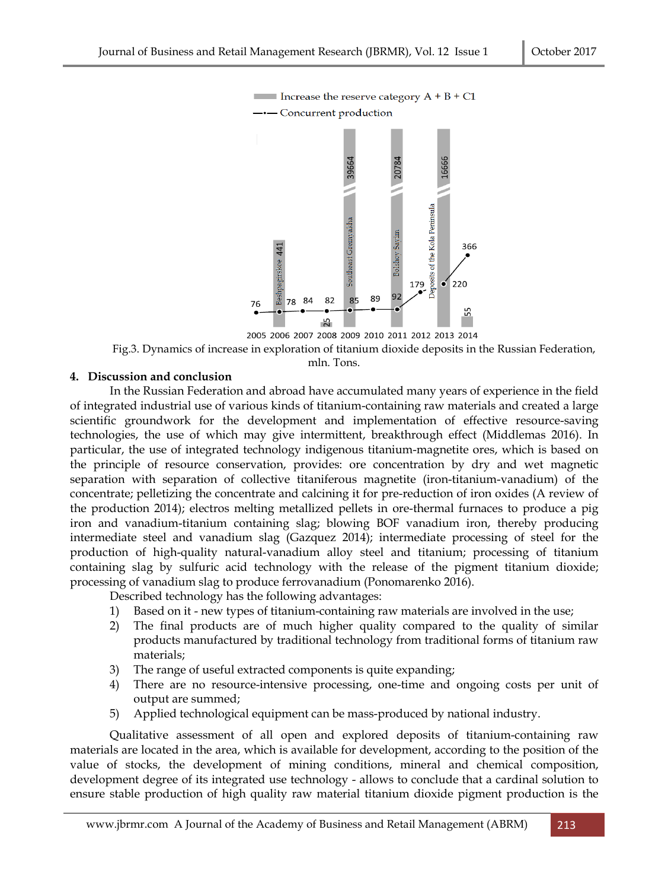Fig.3. Dynamics of increase in exploration of titanium dioxide deposits in the Russian Federation, mln. Tons.

## 4. Discussion and conclusion

In the Russian Federation and abroad have accumulated many years of experience in the field of integrated industrial use of various kinds of titanium-containing raw materials and created a large scientific groundwork for the development and implementation of effective resource-saving technologies, the use of which may give intermittent, breakthrough effect (Middlemas 2016). In particular, the use of integrated technology indigenous titanium-magnetite ores, which is based on the principle of resource conservation, provides: ore concentration by dry and wet magnetic separation with separation of collective titaniferous magnetite (iron-titanium-vanadium) of the concentrate; pelletizing the concentrate and calcining it for pre-reduction of iron oxides (A review of the production 2014); electros melting metallized pellets in ore-thermal furnaces to produce a pig iron and vanadium-titanium containing slag; blowing BOF vanadium iron, thereby producing intermediate steel and vanadium slag (Gazquez 2014); intermediate processing of steel for the production of high-quality natural-vanadium alloy steel and titanium; processing of titanium containing slag by sulfuric acid technology with the release of the pigment titanium dioxide; processing of vanadium slag to produce ferrovanadium (Ponomarenko 2016).

Described technology has the following advantages:

1) Based on it - new types of titanium-containing raw materials are involved in the use;
2) The final products are of much higher quality compared to the quality of similar products manufactured by traditional technology from traditional forms of titanium raw materials;
3) The range of useful extracted components is quite expanding;
4) There are no resource-intensive processing, one-time and ongoing costs per unit of output are summed;
5) Applied technological equipment can be mass-produced by national industry.

Qualitative assessment of all open and explored deposits of titanium-containing raw materials are located in the area, which is available for development, according to the position of the value of stocks, the development of mining conditions, mineral and chemical composition, development degree of its integrated use technology - allows to conclude that a cardinal solution to ensure stable production of high quality raw material titanium dioxide pigment production is the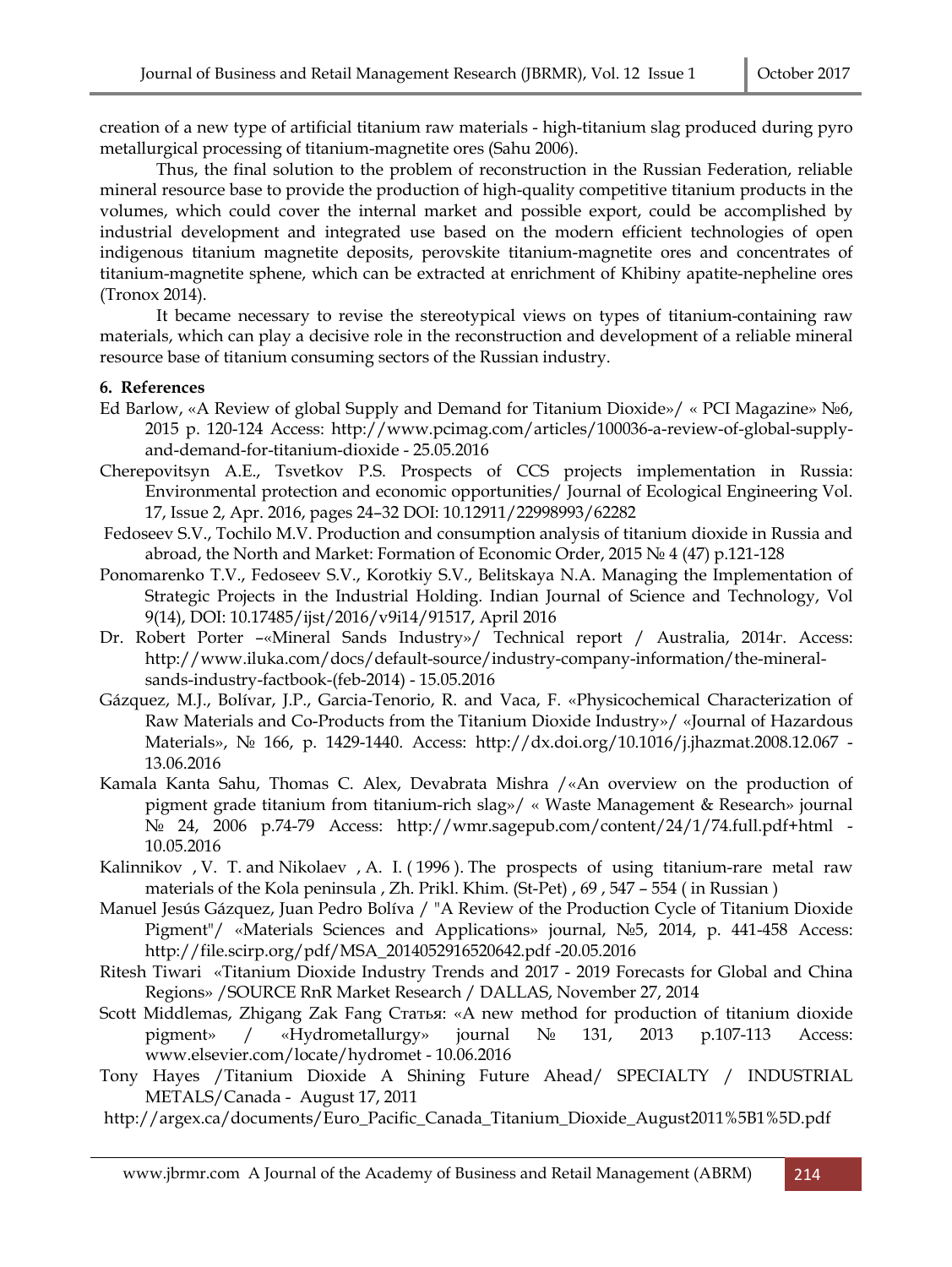creation of a new type of artificial titanium raw materials - high-titanium slag produced during pyro metallurgical processing of titanium-magnetite ores (Sahu 2006).

Thus, the final solution to the problem of reconstruction in the Russian Federation, reliable mineral resource base to provide the production of high-quality competitive titanium products in the volumes, which could cover the internal market and possible export, could be accomplished by industrial development and integrated use based on the modern efficient technologies of open indigenous titanium magnetite deposits, perovskite titanium-magnetite ores and concentrates of titanium-magnetite sphene, which can be extracted at enrichment of Khibiny apatite-nepheline ores (Tronox 2014).

It became necessary to revise the stereotypical views on types of titanium-containing raw materials, which can play a decisive role in the reconstruction and development of a reliable mineral resource base of titanium consuming sectors of the Russian industry.

## 6. References

Ed Barlow, «A Review of global Supply and Demand for Titanium Dioxide»/ « PCI Magazine» №6, 2015 p. 120-124 Access: http://www.pcimag.com/articles/100036-a-review-of-global-supply-and-demand-for-titanium-dioxide - 25.05.2016

Cherepovitsyn A.E., Tsvetkov P.S. Prospects of CCS projects implementation in Russia: Environmental protection and economic opportunities/ Journal of Ecological Engineering Vol. 17, Issue 2, Apr. 2016, pages 24–32 DOI: 10.12911/22998993/62282

Fedoseev S.V., Tochilo M.V. Production and consumption analysis of titanium dioxide in Russia and abroad, the North and Market: Formation of Economic Order, 2015 № 4 (47) p.121-128

Ponomarenko T.V., Fedoseev S.V., Korotkiy S.V., Belitskaya N.A. Managing the Implementation of Strategic Projects in the Industrial Holding. Indian Journal of Science and Technology, Vol 9(14), DOI: 10.17485/ijst/2016/v9i14/91517, April 2016

Dr. Robert Porter –«Mineral Sands Industry»/ Technical report / Australia, 2014г. Access: http://www.iluka.com/docs/default-source/industry-company-information/the-mineral-sands-industry-factbook-(feb-2014) - 15.05.2016

Gázquez, M.J., Bolívar, J.P., Garcia-Tenorio, R. and Vaca, F. «Physicochemical Characterization of Raw Materials and Co-Products from the Titanium Dioxide Industry»/ «Journal of Hazardous Materials», № 166, p. 1429-1440. Access: http://dx.doi.org/10.1016/j.jhazmat.2008.12.067 - 13.06.2016

Kamala Kanta Sahu, Thomas C. Alex, Devabrata Mishra /«An overview on the production of pigment grade titanium from titanium-rich slag»/ « Waste Management & Research» journal № 24, 2006 p.74-79 Access: http://wmr.sagepub.com/content/24/1/74.full.pdf+html - 10.05.2016

Kalinnikov , V. T. and Nikolaev , A. I. ( 1996 ). The prospects of using titanium-rare metal raw materials of the Kola peninsula , Zh. Prikl. Khim. (St-Pet) , 69 , 547 – 554 ( in Russian )

Manuel Jesús Gázquez, Juan Pedro Bolíva / "A Review of the Production Cycle of Titanium Dioxide Pigment"/ «Materials Sciences and Applications» journal, №5, 2014, p. 441-458 Access: http://file.scirp.org/pdf/MSA_2014052916520642.pdf -20.05.2016

Ritesh Tiwari «Titanium Dioxide Industry Trends and 2017 - 2019 Forecasts for Global and China Regions» /SOURCE RnR Market Research / DALLAS, November 27, 2014

Scott Middlemas, Zhigang Zak Fang Статья: «A new method for production of titanium dioxide pigment» / «Hydrometallurgy» journal № 131, 2013 p.107-113 Access: www.elsevier.com/locate/hydromet - 10.06.2016

Tony Hayes /Titanium Dioxide A Shining Future Ahead/ SPECIALTY / INDUSTRIAL METALS/Canada - August 17, 2011

http://argex.ca/documents/Euro_Pacific_Canada_Titanium_Dioxide_August2011%5B1%5D.pdf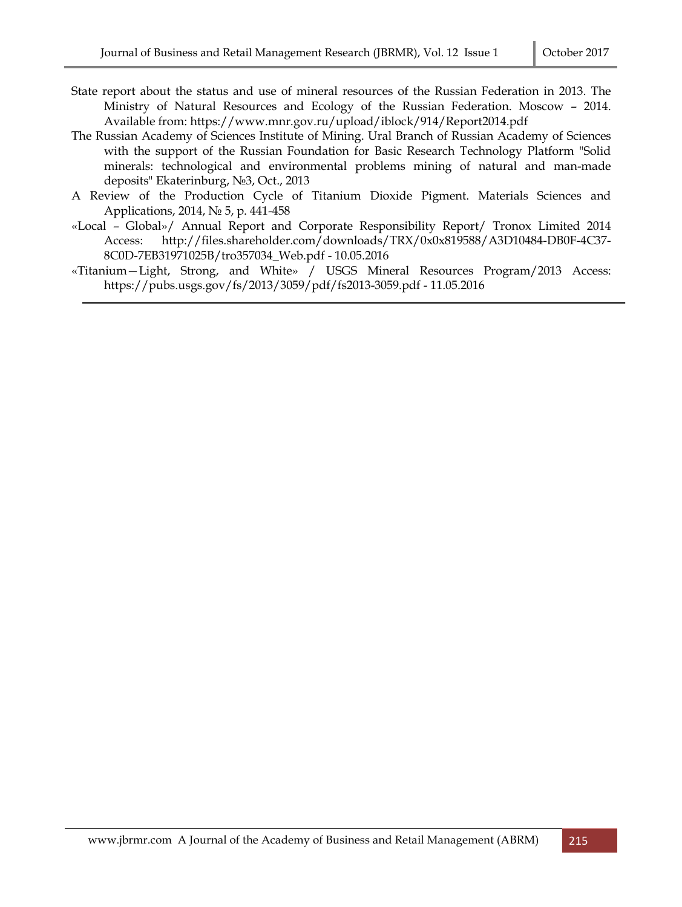State report about the status and use of mineral resources of the Russian Federation in 2013. The Ministry of Natural Resources and Ecology of the Russian Federation. Moscow – 2014. Available from: https://www.mnr.gov.ru/upload/iblock/914/Report2014.pdf

The Russian Academy of Sciences Institute of Mining. Ural Branch of Russian Academy of Sciences with the support of the Russian Foundation for Basic Research Technology Platform "Solid minerals: technological and environmental problems mining of natural and man-made deposits" Ekaterinburg, №3, Oct., 2013

A Review of the Production Cycle of Titanium Dioxide Pigment. Materials Sciences and Applications, 2014, № 5, p. 441-458

«Local – Global»/ Annual Report and Corporate Responsibility Report/ Tronox Limited 2014 Access: http://files.shareholder.com/downloads/TRX/0x0x819588/A3D10484-DB0F-4C37-8C0D-7EB31971025B/tro357034_Web.pdf - 10.05.2016

«Titanium—Light, Strong, and White» / USGS Mineral Resources Program/2013 Access: https://pubs.usgs.gov/fs/2013/3059/pdf/fs2013-3059.pdf - 11.05.2016